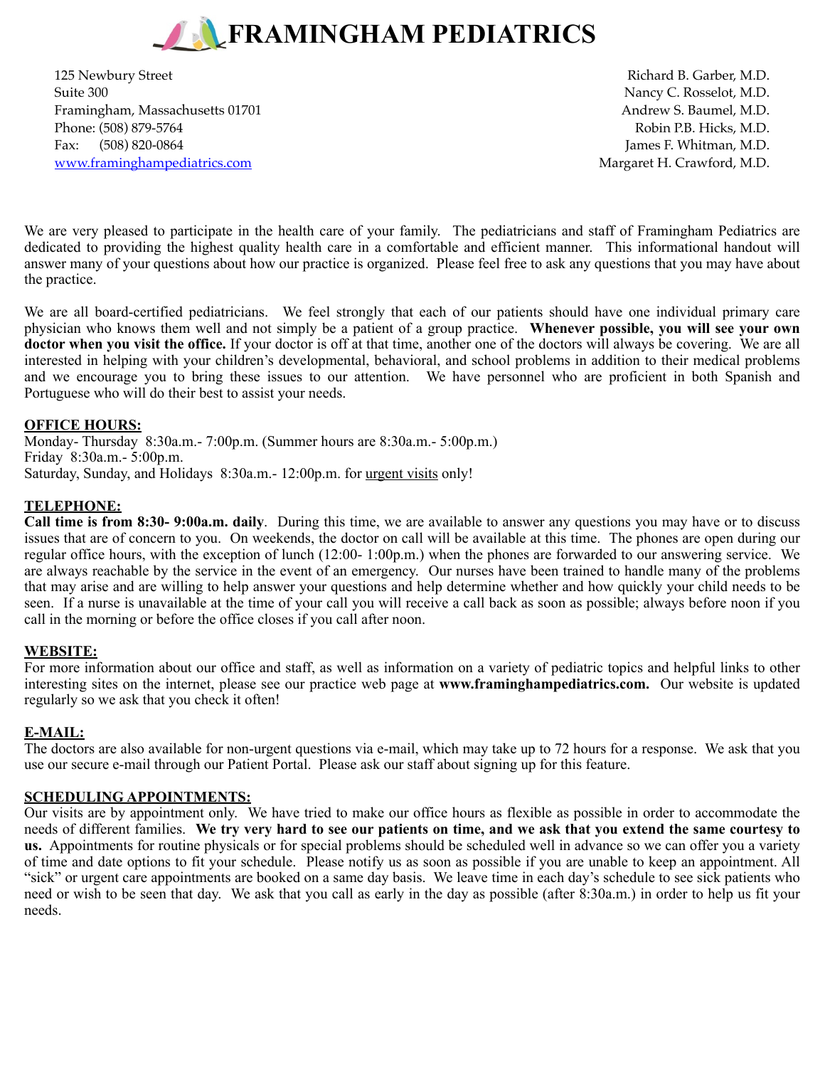# FRAMINGHAM PEDIATRICS

125 Newbury Street
Suite 300
Framingham, Massachusetts 01701
Phone: (508) 879-5764
Fax: (508) 820-0864
www.framinghampediatrics.com

Richard B. Garber, M.D.
Nancy C. Rosselot, M.D.
Andrew S. Baumel, M.D.
Robin P.B. Hicks, M.D.
James F. Whitman, M.D.
Margaret H. Crawford, M.D.

We are very pleased to participate in the health care of your family. The pediatricians and staff of Framingham Pediatrics are dedicated to providing the highest quality health care in a comfortable and efficient manner. This informational handout will answer many of your questions about how our practice is organized. Please feel free to ask any questions that you may have about the practice.

We are all board-certified pediatricians. We feel strongly that each of our patients should have one individual primary care physician who knows them well and not simply be a patient of a group practice. **Whenever possible, you will see your own doctor when you visit the office.** If your doctor is off at that time, another one of the doctors will always be covering. We are all interested in helping with your children's developmental, behavioral, and school problems in addition to their medical problems and we encourage you to bring these issues to our attention. We have personnel who are proficient in both Spanish and Portuguese who will do their best to assist your needs.

**OFFICE HOURS:**

Monday- Thursday 8:30a.m.- 7:00p.m. (Summer hours are 8:30a.m.- 5:00p.m.)
Friday 8:30a.m.- 5:00p.m.
Saturday, Sunday, and Holidays 8:30a.m.- 12:00p.m. for urgent visits only!

**TELEPHONE:**

**Call time is from 8:30- 9:00a.m. daily**. During this time, we are available to answer any questions you may have or to discuss issues that are of concern to you. On weekends, the doctor on call will be available at this time. The phones are open during our regular office hours, with the exception of lunch (12:00- 1:00p.m.) when the phones are forwarded to our answering service. We are always reachable by the service in the event of an emergency. Our nurses have been trained to handle many of the problems that may arise and are willing to help answer your questions and help determine whether and how quickly your child needs to be seen. If a nurse is unavailable at the time of your call you will receive a call back as soon as possible; always before noon if you call in the morning or before the office closes if you call after noon.

**WEBSITE:**

For more information about our office and staff, as well as information on a variety of pediatric topics and helpful links to other interesting sites on the internet, please see our practice web page at **www.framinghampediatrics.com.** Our website is updated regularly so we ask that you check it often!

**E-MAIL:**

The doctors are also available for non-urgent questions via e-mail, which may take up to 72 hours for a response. We ask that you use our secure e-mail through our Patient Portal. Please ask our staff about signing up for this feature.

**SCHEDULING APPOINTMENTS:**

Our visits are by appointment only. We have tried to make our office hours as flexible as possible in order to accommodate the needs of different families. **We try very hard to see our patients on time, and we ask that you extend the same courtesy to us.** Appointments for routine physicals or for special problems should be scheduled well in advance so we can offer you a variety of time and date options to fit your schedule. Please notify us as soon as possible if you are unable to keep an appointment. All "sick" or urgent care appointments are booked on a same day basis. We leave time in each day's schedule to see sick patients who need or wish to be seen that day. We ask that you call as early in the day as possible (after 8:30a.m.) in order to help us fit your needs.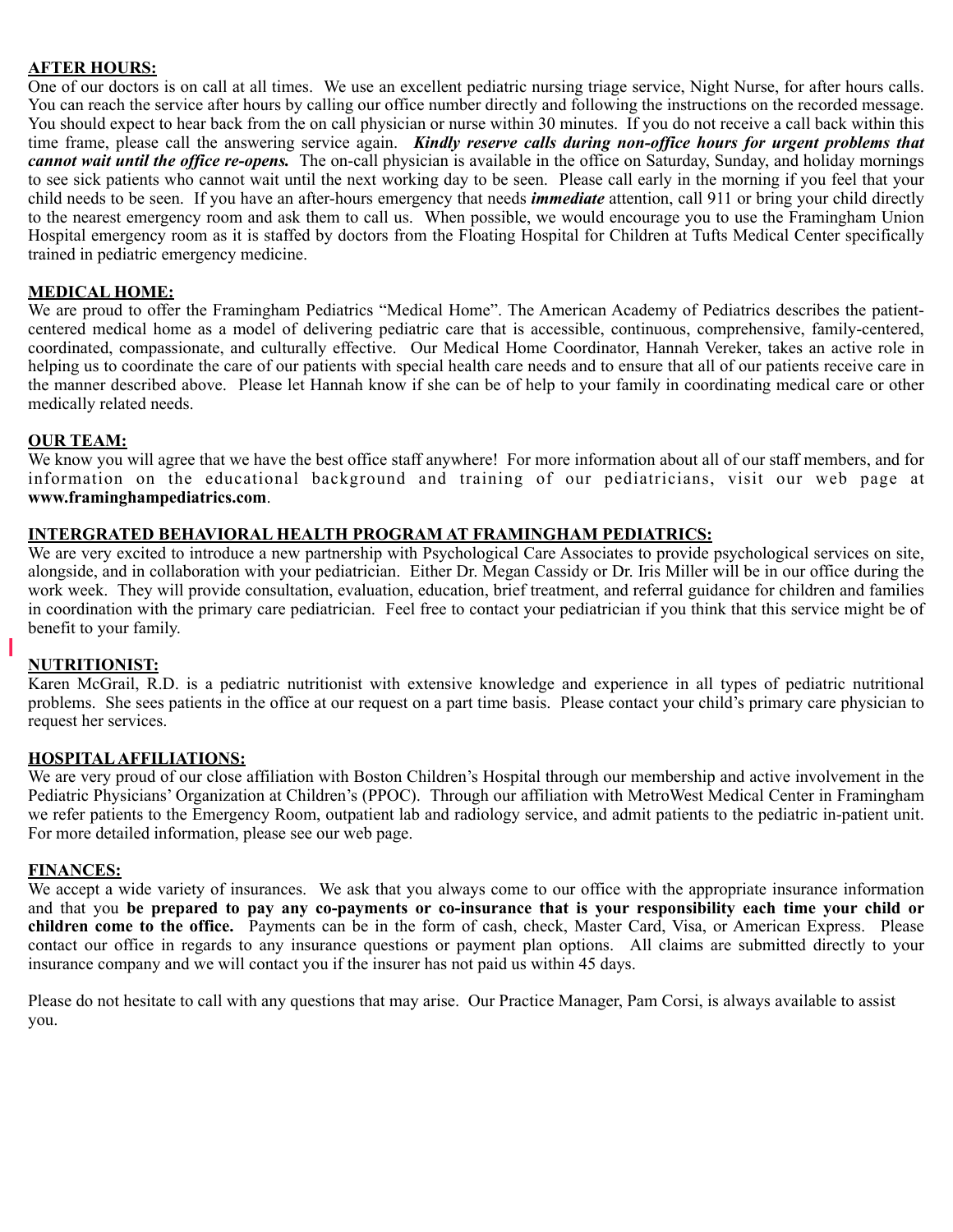**AFTER HOURS:**

One of our doctors is on call at all times. We use an excellent pediatric nursing triage service, Night Nurse, for after hours calls. You can reach the service after hours by calling our office number directly and following the instructions on the recorded message. You should expect to hear back from the on call physician or nurse within 30 minutes. If you do not receive a call back within this time frame, please call the answering service again. ***Kindly reserve calls during non-office hours for urgent problems that cannot wait until the office re-opens.*** The on-call physician is available in the office on Saturday, Sunday, and holiday mornings to see sick patients who cannot wait until the next working day to be seen. Please call early in the morning if you feel that your child needs to be seen. If you have an after-hours emergency that needs ***immediate*** attention, call 911 or bring your child directly to the nearest emergency room and ask them to call us. When possible, we would encourage you to use the Framingham Union Hospital emergency room as it is staffed by doctors from the Floating Hospital for Children at Tufts Medical Center specifically trained in pediatric emergency medicine.

**MEDICAL HOME:**

We are proud to offer the Framingham Pediatrics "Medical Home". The American Academy of Pediatrics describes the patient-centered medical home as a model of delivering pediatric care that is accessible, continuous, comprehensive, family-centered, coordinated, compassionate, and culturally effective. Our Medical Home Coordinator, Hannah Vereker, takes an active role in helping us to coordinate the care of our patients with special health care needs and to ensure that all of our patients receive care in the manner described above. Please let Hannah know if she can be of help to your family in coordinating medical care or other medically related needs.

**OUR TEAM:**

We know you will agree that we have the best office staff anywhere! For more information about all of our staff members, and for information on the educational background and training of our pediatricians, visit our web page at **www.framinghampediatrics.com**.

**INTERGRATED BEHAVIORAL HEALTH PROGRAM AT FRAMINGHAM PEDIATRICS:**

We are very excited to introduce a new partnership with Psychological Care Associates to provide psychological services on site, alongside, and in collaboration with your pediatrician. Either Dr. Megan Cassidy or Dr. Iris Miller will be in our office during the work week. They will provide consultation, evaluation, education, brief treatment, and referral guidance for children and families in coordination with the primary care pediatrician. Feel free to contact your pediatrician if you think that this service might be of benefit to your family.

**NUTRITIONIST:**

Karen McGrail, R.D. is a pediatric nutritionist with extensive knowledge and experience in all types of pediatric nutritional problems. She sees patients in the office at our request on a part time basis. Please contact your child's primary care physician to request her services.

**HOSPITAL AFFILIATIONS:**

We are very proud of our close affiliation with Boston Children's Hospital through our membership and active involvement in the Pediatric Physicians' Organization at Children's (PPOC). Through our affiliation with MetroWest Medical Center in Framingham we refer patients to the Emergency Room, outpatient lab and radiology service, and admit patients to the pediatric in-patient unit. For more detailed information, please see our web page.

**FINANCES:**

We accept a wide variety of insurances. We ask that you always come to our office with the appropriate insurance information and that you **be prepared to pay any co-payments or co-insurance that is your responsibility each time your child or children come to the office.** Payments can be in the form of cash, check, Master Card, Visa, or American Express. Please contact our office in regards to any insurance questions or payment plan options. All claims are submitted directly to your insurance company and we will contact you if the insurer has not paid us within 45 days.

Please do not hesitate to call with any questions that may arise. Our Practice Manager, Pam Corsi, is always available to assist you.